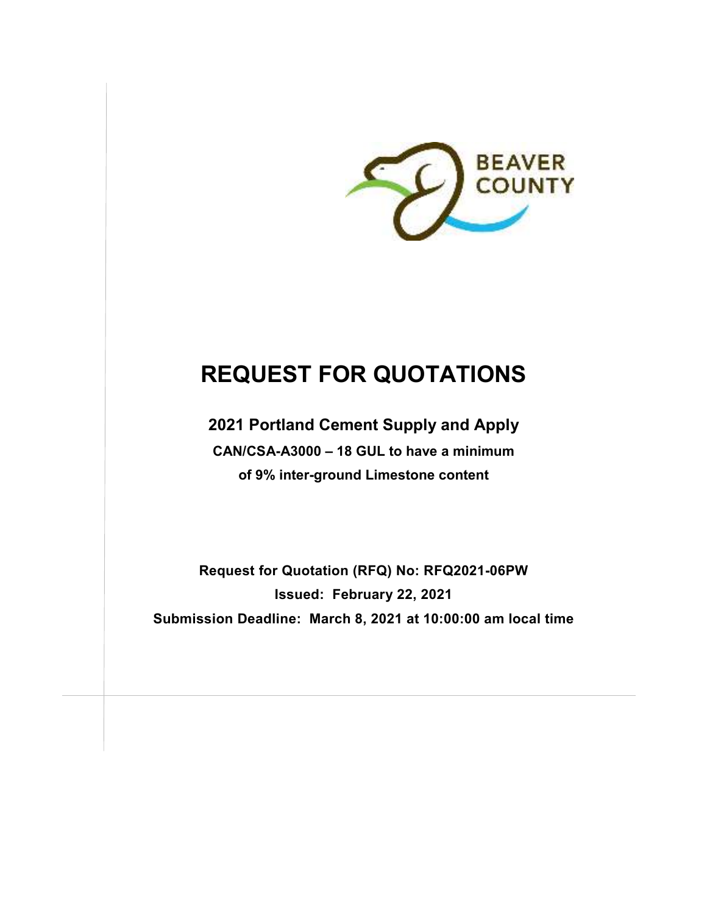BEAVER COUNTY

# REQUEST FOR QUOTATIONS

## 2021 Portland Cement Supply and Apply

**CAN/CSA-A3000 – 18 GUL to have a minimum of 9% inter-ground Limestone content**

**Request for Quotation (RFQ) No: RFQ2021-06PW**

**Issued: February 22, 2021**

**Submission Deadline: March 8, 2021 at 10:00:00 am local time**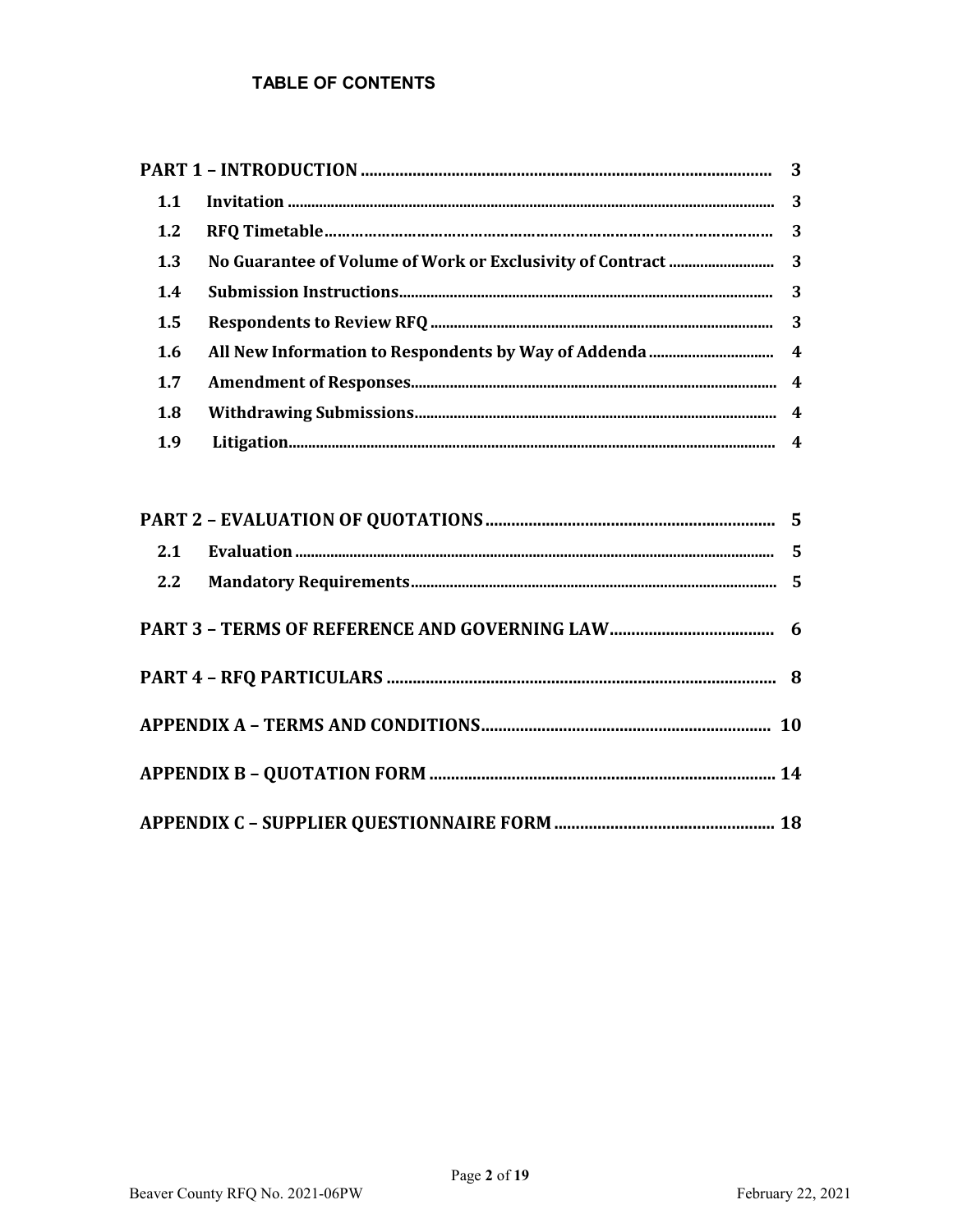# TABLE OF CONTENTS

| | | |
|---|---|---|
| **PART 1 – INTRODUCTION** | | **3** |
| **1.1** | **Invitation** | **3** |
| **1.2** | **RFQ Timetable** | **3** |
| **1.3** | **No Guarantee of Volume of Work or Exclusivity of Contract** | **3** |
| **1.4** | **Submission Instructions** | **3** |
| **1.5** | **Respondents to Review RFQ** | **3** |
| **1.6** | **All New Information to Respondents by Way of Addenda** | **4** |
| **1.7** | **Amendment of Responses** | **4** |
| **1.8** | **Withdrawing Submissions** | **4** |
| **1.9** | **Litigation** | **4** |
| **PART 2 – EVALUATION OF QUOTATIONS** | | **5** |
| **2.1** | **Evaluation** | **5** |
| **2.2** | **Mandatory Requirements** | **5** |
| **PART 3 – TERMS OF REFERENCE AND GOVERNING LAW** | | **6** |
| **PART 4 – RFQ PARTICULARS** | | **8** |
| **APPENDIX A – TERMS AND CONDITIONS** | | **10** |
| **APPENDIX B – QUOTATION FORM** | | **14** |
| **APPENDIX C – SUPPLIER QUESTIONNAIRE FORM** | | **18** |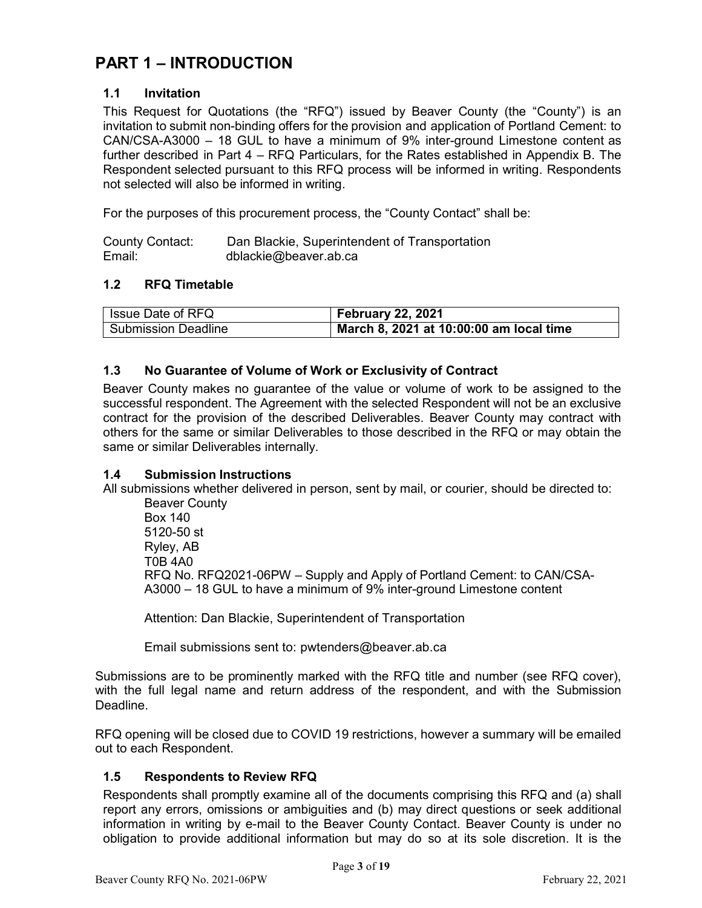# PART 1 – INTRODUCTION

### 1.1 Invitation

This Request for Quotations (the "RFQ") issued by Beaver County (the "County") is an invitation to submit non-binding offers for the provision and application of Portland Cement: to CAN/CSA-A3000 – 18 GUL to have a minimum of 9% inter-ground Limestone content as further described in Part 4 – RFQ Particulars, for the Rates established in Appendix B. The Respondent selected pursuant to this RFQ process will be informed in writing. Respondents not selected will also be informed in writing.

For the purposes of this procurement process, the "County Contact" shall be:

County Contact: Dan Blackie, Superintendent of Transportation
Email: dblackie@beaver.ab.ca

### 1.2 RFQ Timetable

| Issue Date of RFQ | **February 22, 2021** |
|---|---|
| Submission Deadline | **March 8, 2021 at 10:00:00 am local time** |

### 1.3 No Guarantee of Volume of Work or Exclusivity of Contract

Beaver County makes no guarantee of the value or volume of work to be assigned to the successful respondent. The Agreement with the selected Respondent will not be an exclusive contract for the provision of the described Deliverables. Beaver County may contract with others for the same or similar Deliverables to those described in the RFQ or may obtain the same or similar Deliverables internally.

### 1.4 Submission Instructions

All submissions whether delivered in person, sent by mail, or courier, should be directed to:

Beaver County
Box 140
5120-50 st
Ryley, AB
T0B 4A0
RFQ No. RFQ2021-06PW – Supply and Apply of Portland Cement: to CAN/CSA-A3000 – 18 GUL to have a minimum of 9% inter-ground Limestone content

Attention: Dan Blackie, Superintendent of Transportation

Email submissions sent to: pwtenders@beaver.ab.ca

Submissions are to be prominently marked with the RFQ title and number (see RFQ cover), with the full legal name and return address of the respondent, and with the Submission Deadline.

RFQ opening will be closed due to COVID 19 restrictions, however a summary will be emailed out to each Respondent.

### 1.5 Respondents to Review RFQ

Respondents shall promptly examine all of the documents comprising this RFQ and (a) shall report any errors, omissions or ambiguities and (b) may direct questions or seek additional information in writing by e-mail to the Beaver County Contact. Beaver County is under no obligation to provide additional information but may do so at its sole discretion. It is the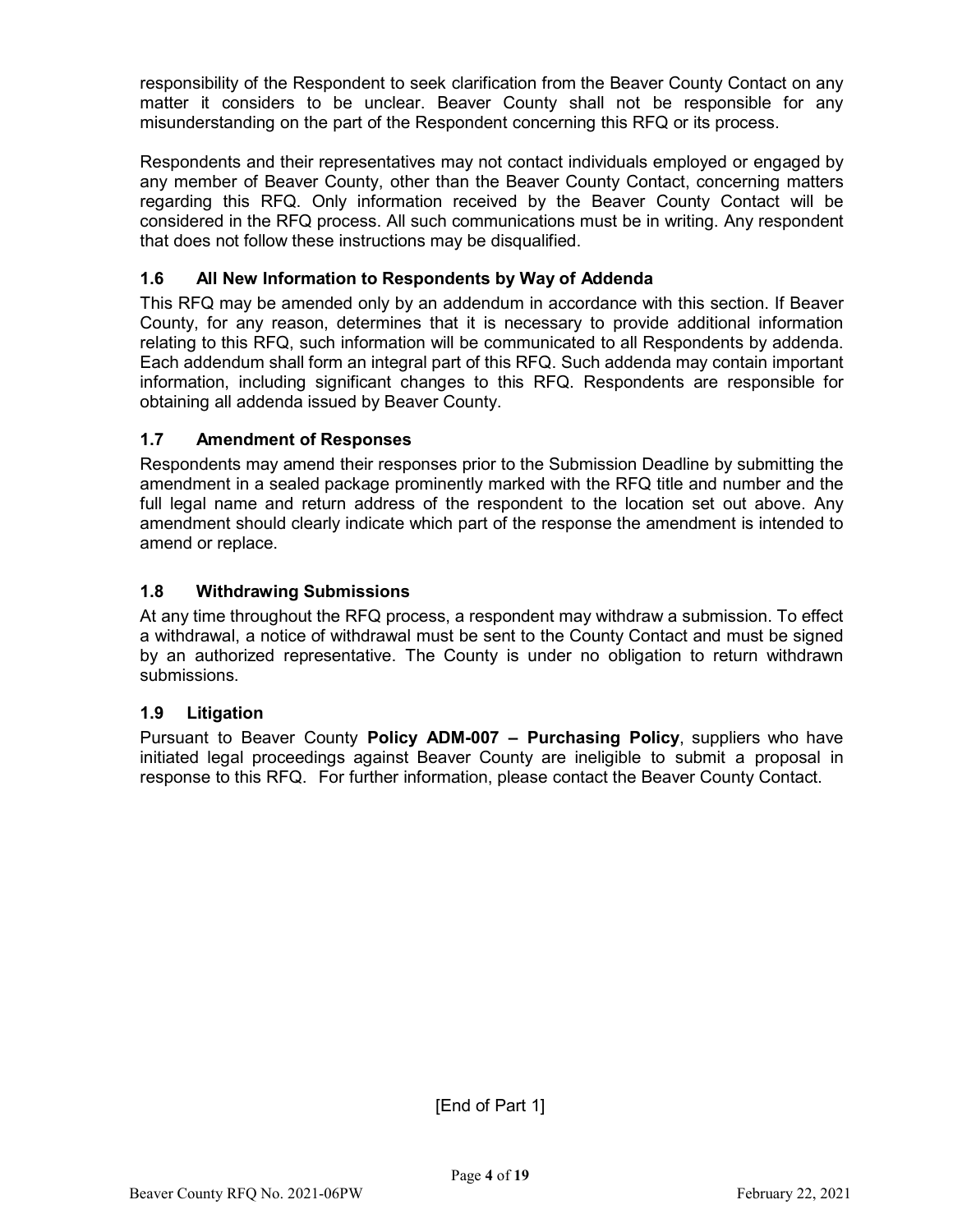responsibility of the Respondent to seek clarification from the Beaver County Contact on any matter it considers to be unclear. Beaver County shall not be responsible for any misunderstanding on the part of the Respondent concerning this RFQ or its process.

Respondents and their representatives may not contact individuals employed or engaged by any member of Beaver County, other than the Beaver County Contact, concerning matters regarding this RFQ. Only information received by the Beaver County Contact will be considered in the RFQ process. All such communications must be in writing. Any respondent that does not follow these instructions may be disqualified.

### 1.6 All New Information to Respondents by Way of Addenda

This RFQ may be amended only by an addendum in accordance with this section. If Beaver County, for any reason, determines that it is necessary to provide additional information relating to this RFQ, such information will be communicated to all Respondents by addenda. Each addendum shall form an integral part of this RFQ. Such addenda may contain important information, including significant changes to this RFQ. Respondents are responsible for obtaining all addenda issued by Beaver County.

### 1.7 Amendment of Responses

Respondents may amend their responses prior to the Submission Deadline by submitting the amendment in a sealed package prominently marked with the RFQ title and number and the full legal name and return address of the respondent to the location set out above. Any amendment should clearly indicate which part of the response the amendment is intended to amend or replace.

### 1.8 Withdrawing Submissions

At any time throughout the RFQ process, a respondent may withdraw a submission. To effect a withdrawal, a notice of withdrawal must be sent to the County Contact and must be signed by an authorized representative. The County is under no obligation to return withdrawn submissions.

### 1.9 Litigation

Pursuant to Beaver County **Policy ADM-007 – Purchasing Policy**, suppliers who have initiated legal proceedings against Beaver County are ineligible to submit a proposal in response to this RFQ. For further information, please contact the Beaver County Contact.

[End of Part 1]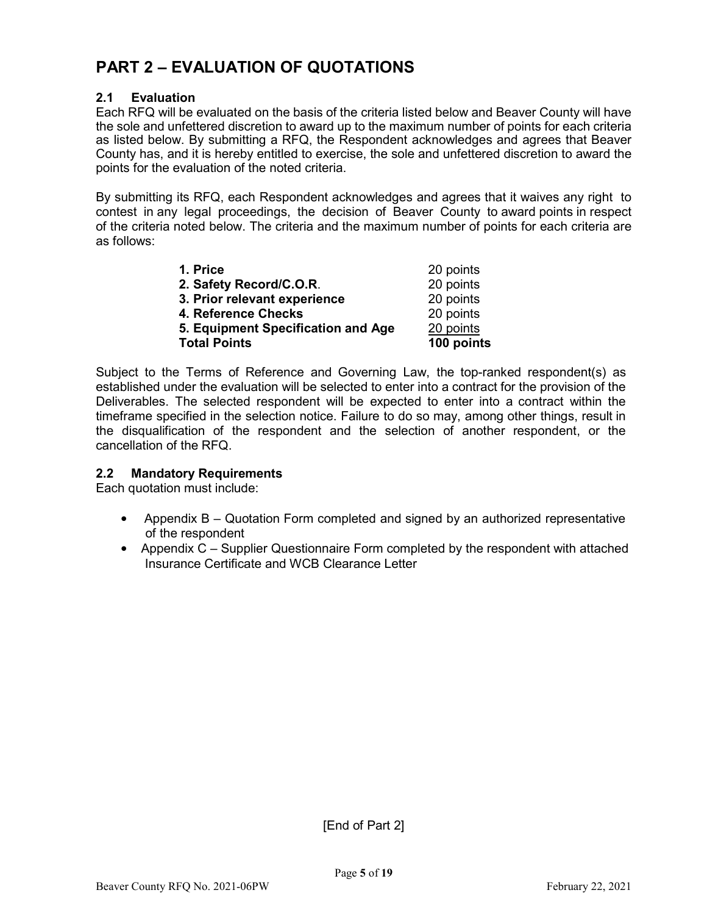# PART 2 – EVALUATION OF QUOTATIONS

## 2.1 Evaluation

Each RFQ will be evaluated on the basis of the criteria listed below and Beaver County will have the sole and unfettered discretion to award up to the maximum number of points for each criteria as listed below. By submitting a RFQ, the Respondent acknowledges and agrees that Beaver County has, and it is hereby entitled to exercise, the sole and unfettered discretion to award the points for the evaluation of the noted criteria.

By submitting its RFQ, each Respondent acknowledges and agrees that it waives any right to contest in any legal proceedings, the decision of Beaver County to award points in respect of the criteria noted below. The criteria and the maximum number of points for each criteria are as follows:

| Criteria | Points |
|---|---|
| **1. Price** | 20 points |
| **2. Safety Record/C.O.R.** | 20 points |
| **3. Prior relevant experience** | 20 points |
| **4. Reference Checks** | 20 points |
| **5. Equipment Specification and Age** | 20 points |
| **Total Points** | **100 points** |

Subject to the Terms of Reference and Governing Law, the top-ranked respondent(s) as established under the evaluation will be selected to enter into a contract for the provision of the Deliverables. The selected respondent will be expected to enter into a contract within the timeframe specified in the selection notice. Failure to do so may, among other things, result in the disqualification of the respondent and the selection of another respondent, or the cancellation of the RFQ.

## 2.2 Mandatory Requirements

Each quotation must include:

- Appendix B – Quotation Form completed and signed by an authorized representative of the respondent
- Appendix C – Supplier Questionnaire Form completed by the respondent with attached Insurance Certificate and WCB Clearance Letter

[End of Part 2]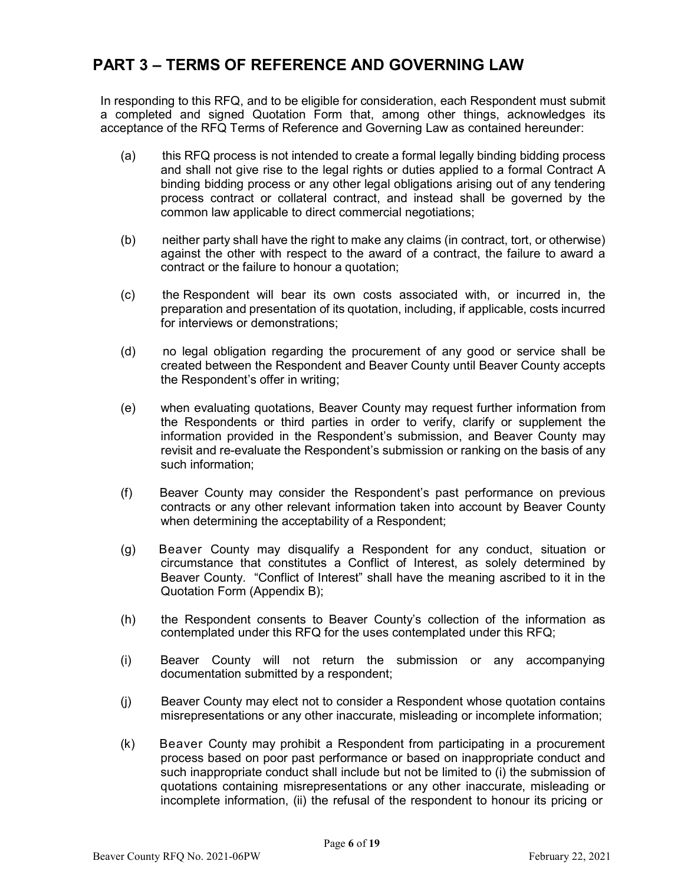## PART 3 – TERMS OF REFERENCE AND GOVERNING LAW

In responding to this RFQ, and to be eligible for consideration, each Respondent must submit a completed and signed Quotation Form that, among other things, acknowledges its acceptance of the RFQ Terms of Reference and Governing Law as contained hereunder:

(a) this RFQ process is not intended to create a formal legally binding bidding process and shall not give rise to the legal rights or duties applied to a formal Contract A binding bidding process or any other legal obligations arising out of any tendering process contract or collateral contract, and instead shall be governed by the common law applicable to direct commercial negotiations;

(b) neither party shall have the right to make any claims (in contract, tort, or otherwise) against the other with respect to the award of a contract, the failure to award a contract or the failure to honour a quotation;

(c) the Respondent will bear its own costs associated with, or incurred in, the preparation and presentation of its quotation, including, if applicable, costs incurred for interviews or demonstrations;

(d) no legal obligation regarding the procurement of any good or service shall be created between the Respondent and Beaver County until Beaver County accepts the Respondent's offer in writing;

(e) when evaluating quotations, Beaver County may request further information from the Respondents or third parties in order to verify, clarify or supplement the information provided in the Respondent's submission, and Beaver County may revisit and re-evaluate the Respondent's submission or ranking on the basis of any such information;

(f) Beaver County may consider the Respondent's past performance on previous contracts or any other relevant information taken into account by Beaver County when determining the acceptability of a Respondent;

(g) Beaver County may disqualify a Respondent for any conduct, situation or circumstance that constitutes a Conflict of Interest, as solely determined by Beaver County. "Conflict of Interest" shall have the meaning ascribed to it in the Quotation Form (Appendix B);

(h) the Respondent consents to Beaver County's collection of the information as contemplated under this RFQ for the uses contemplated under this RFQ;

(i) Beaver County will not return the submission or any accompanying documentation submitted by a respondent;

(j) Beaver County may elect not to consider a Respondent whose quotation contains misrepresentations or any other inaccurate, misleading or incomplete information;

(k) Beaver County may prohibit a Respondent from participating in a procurement process based on poor past performance or based on inappropriate conduct and such inappropriate conduct shall include but not be limited to (i) the submission of quotations containing misrepresentations or any other inaccurate, misleading or incomplete information, (ii) the refusal of the respondent to honour its pricing or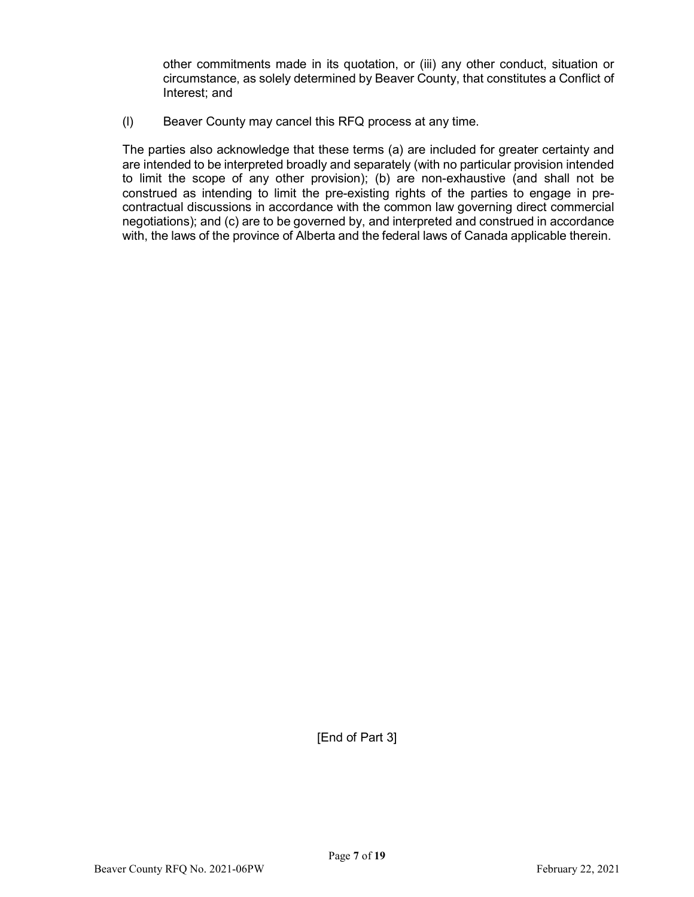other commitments made in its quotation, or (iii) any other conduct, situation or circumstance, as solely determined by Beaver County, that constitutes a Conflict of Interest; and

(l) Beaver County may cancel this RFQ process at any time.

The parties also acknowledge that these terms (a) are included for greater certainty and are intended to be interpreted broadly and separately (with no particular provision intended to limit the scope of any other provision); (b) are non-exhaustive (and shall not be construed as intending to limit the pre-existing rights of the parties to engage in pre-contractual discussions in accordance with the common law governing direct commercial negotiations); and (c) are to be governed by, and interpreted and construed in accordance with, the laws of the province of Alberta and the federal laws of Canada applicable therein.

[End of Part 3]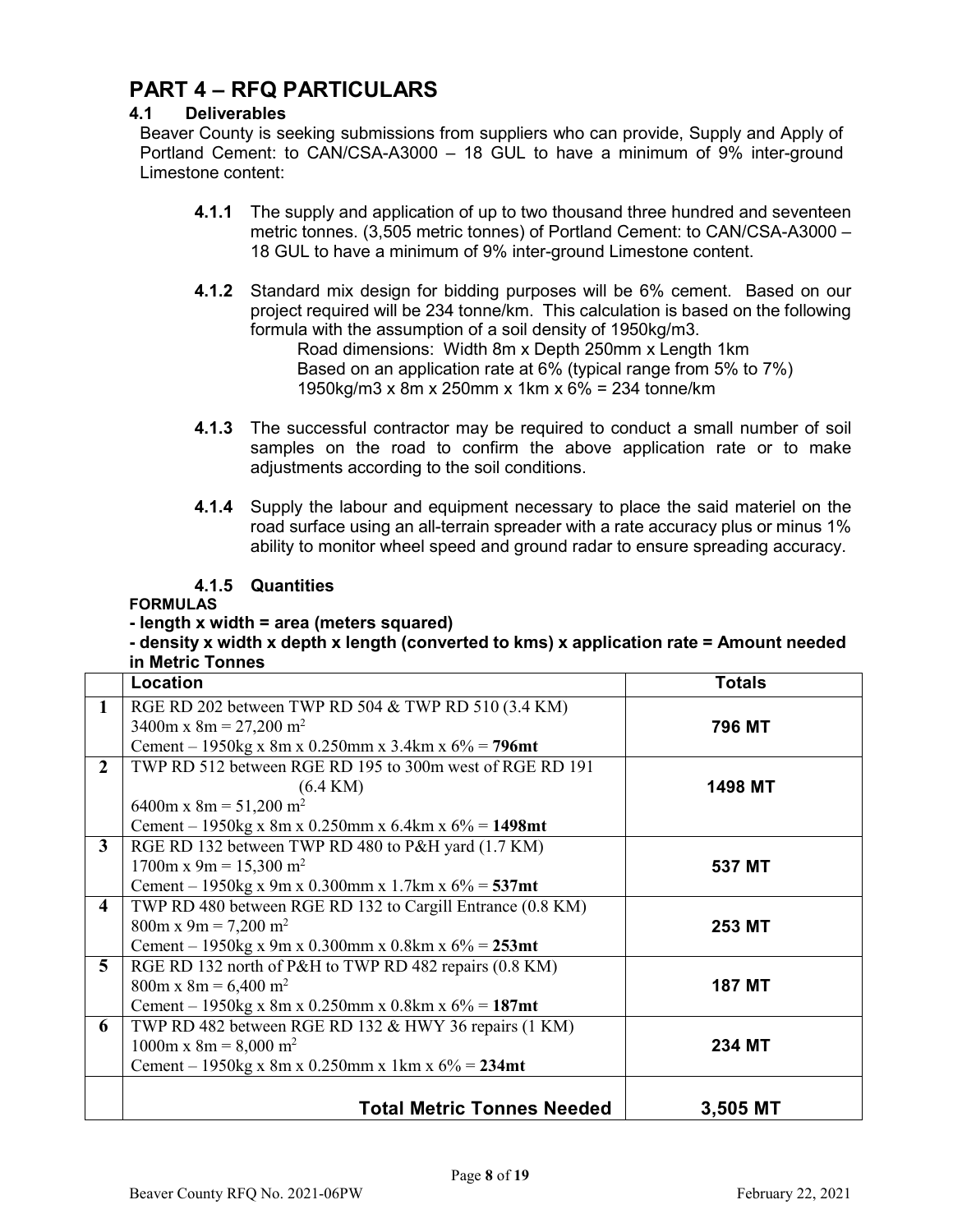# PART 4 – RFQ PARTICULARS

## 4.1 Deliverables

Beaver County is seeking submissions from suppliers who can provide, Supply and Apply of Portland Cement: to CAN/CSA-A3000 – 18 GUL to have a minimum of 9% inter-ground Limestone content:

**4.1.1** The supply and application of up to two thousand three hundred and seventeen metric tonnes. (3,505 metric tonnes) of Portland Cement: to CAN/CSA-A3000 – 18 GUL to have a minimum of 9% inter-ground Limestone content.

**4.1.2** Standard mix design for bidding purposes will be 6% cement. Based on our project required will be 234 tonne/km. This calculation is based on the following formula with the assumption of a soil density of 1950kg/m3.

Road dimensions: Width 8m x Depth 250mm x Length 1km
Based on an application rate at 6% (typical range from 5% to 7%)
1950kg/m3 x 8m x 250mm x 1km x 6% = 234 tonne/km

**4.1.3** The successful contractor may be required to conduct a small number of soil samples on the road to confirm the above application rate or to make adjustments according to the soil conditions.

**4.1.4** Supply the labour and equipment necessary to place the said materiel on the road surface using an all-terrain spreader with a rate accuracy plus or minus 1% ability to monitor wheel speed and ground radar to ensure spreading accuracy.

**4.1.5 Quantities**

**FORMULAS**

**- length x width = area (meters squared)**

**- density x width x depth x length (converted to kms) x application rate = Amount needed in Metric Tonnes**

| | Location | Totals |
|---|---|---|
| 1 | RGE RD 202 between TWP RD 504 & TWP RD 510 (3.4 KM)<br>3400m x 8m = 27,200 m$^2$<br>Cement – 1950kg x 8m x 0.250mm x 3.4km x 6% = **796mt** | **796 MT** |
| 2 | TWP RD 512 between RGE RD 195 to 300m west of RGE RD 191 (6.4 KM)<br>6400m x 8m = 51,200 m$^2$<br>Cement – 1950kg x 8m x 0.250mm x 6.4km x 6% = **1498mt** | **1498 MT** |
| 3 | RGE RD 132 between TWP RD 480 to P&H yard (1.7 KM)<br>1700m x 9m = 15,300 m$^2$<br>Cement – 1950kg x 9m x 0.300mm x 1.7km x 6% = **537mt** | **537 MT** |
| 4 | TWP RD 480 between RGE RD 132 to Cargill Entrance (0.8 KM)<br>800m x 9m = 7,200 m$^2$<br>Cement – 1950kg x 9m x 0.300mm x 0.8km x 6% = **253mt** | **253 MT** |
| 5 | RGE RD 132 north of P&H to TWP RD 482 repairs (0.8 KM)<br>800m x 8m = 6,400 m$^2$<br>Cement – 1950kg x 8m x 0.250mm x 0.8km x 6% = **187mt** | **187 MT** |
| 6 | TWP RD 482 between RGE RD 132 & HWY 36 repairs (1 KM)<br>1000m x 8m = 8,000 m$^2$<br>Cement – 1950kg x 8m x 0.250mm x 1km x 6% = **234mt** | **234 MT** |
| | **Total Metric Tonnes Needed** | **3,505 MT** |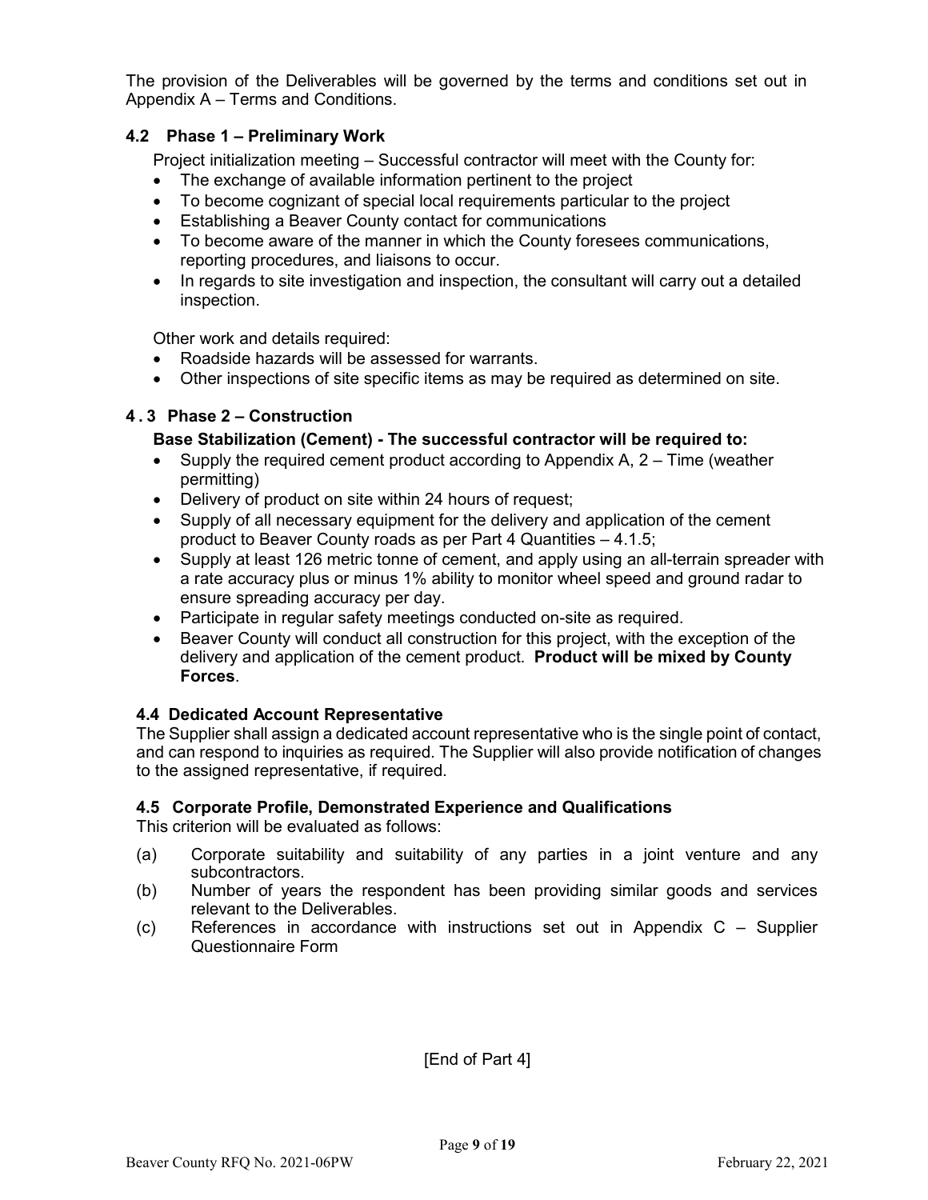The provision of the Deliverables will be governed by the terms and conditions set out in Appendix A – Terms and Conditions.

### 4.2 Phase 1 – Preliminary Work

Project initialization meeting – Successful contractor will meet with the County for:

- The exchange of available information pertinent to the project
- To become cognizant of special local requirements particular to the project
- Establishing a Beaver County contact for communications
- To become aware of the manner in which the County foresees communications, reporting procedures, and liaisons to occur.
- In regards to site investigation and inspection, the consultant will carry out a detailed inspection.

Other work and details required:

- Roadside hazards will be assessed for warrants.
- Other inspections of site specific items as may be required as determined on site.

### 4.3 Phase 2 – Construction

**Base Stabilization (Cement) - The successful contractor will be required to:**

- Supply the required cement product according to Appendix A, 2 – Time (weather permitting)
- Delivery of product on site within 24 hours of request;
- Supply of all necessary equipment for the delivery and application of the cement product to Beaver County roads as per Part 4 Quantities – 4.1.5;
- Supply at least 126 metric tonne of cement, and apply using an all-terrain spreader with a rate accuracy plus or minus 1% ability to monitor wheel speed and ground radar to ensure spreading accuracy per day.
- Participate in regular safety meetings conducted on-site as required.
- Beaver County will conduct all construction for this project, with the exception of the delivery and application of the cement product. **Product will be mixed by County Forces**.

### 4.4 Dedicated Account Representative

The Supplier shall assign a dedicated account representative who is the single point of contact, and can respond to inquiries as required. The Supplier will also provide notification of changes to the assigned representative, if required.

### 4.5 Corporate Profile, Demonstrated Experience and Qualifications

This criterion will be evaluated as follows:

(a) Corporate suitability and suitability of any parties in a joint venture and any subcontractors.

(b) Number of years the respondent has been providing similar goods and services relevant to the Deliverables.

(c) References in accordance with instructions set out in Appendix C – Supplier Questionnaire Form

[End of Part 4]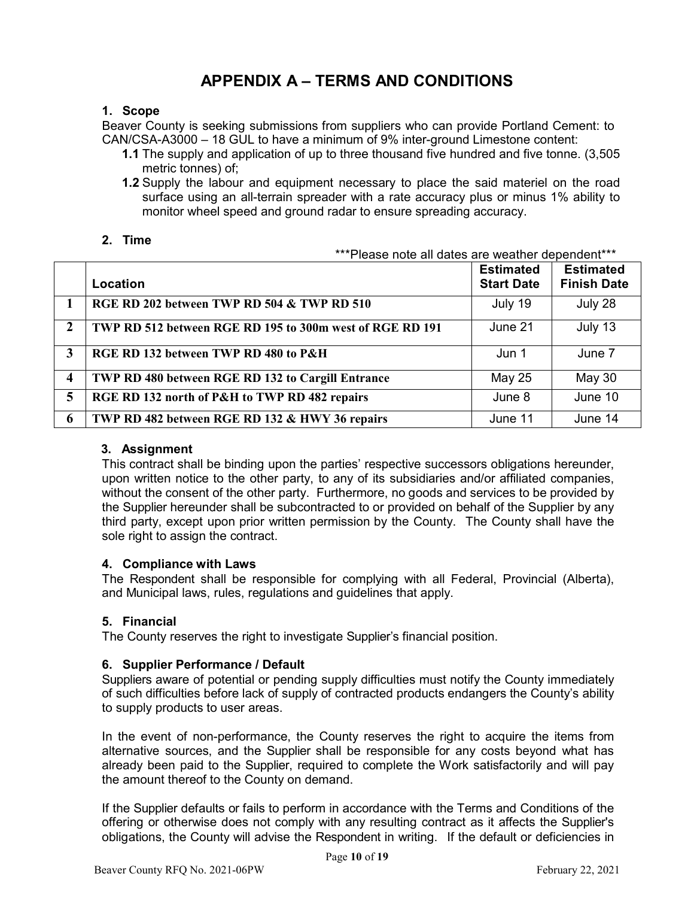# APPENDIX A – TERMS AND CONDITIONS

### 1. Scope

Beaver County is seeking submissions from suppliers who can provide Portland Cement: to CAN/CSA-A3000 – 18 GUL to have a minimum of 9% inter-ground Limestone content:

- **1.1** The supply and application of up to three thousand five hundred and five tonne. (3,505 metric tonnes) of;
- **1.2** Supply the labour and equipment necessary to place the said materiel on the road surface using an all-terrain spreader with a rate accuracy plus or minus 1% ability to monitor wheel speed and ground radar to ensure spreading accuracy.

### 2. Time

***Please note all dates are weather dependent***

| | Location | Estimated Start Date | Estimated Finish Date |
|---|---|---|---|
| **1** | **RGE RD 202 between TWP RD 504 & TWP RD 510** | July 19 | July 28 |
| **2** | **TWP RD 512 between RGE RD 195 to 300m west of RGE RD 191** | June 21 | July 13 |
| **3** | **RGE RD 132 between TWP RD 480 to P&H** | Jun 1 | June 7 |
| **4** | **TWP RD 480 between RGE RD 132 to Cargill Entrance** | May 25 | May 30 |
| **5** | **RGE RD 132 north of P&H to TWP RD 482 repairs** | June 8 | June 10 |
| **6** | **TWP RD 482 between RGE RD 132 & HWY 36 repairs** | June 11 | June 14 |

### 3. Assignment

This contract shall be binding upon the parties' respective successors obligations hereunder, upon written notice to the other party, to any of its subsidiaries and/or affiliated companies, without the consent of the other party. Furthermore, no goods and services to be provided by the Supplier hereunder shall be subcontracted to or provided on behalf of the Supplier by any third party, except upon prior written permission by the County. The County shall have the sole right to assign the contract.

### 4. Compliance with Laws

The Respondent shall be responsible for complying with all Federal, Provincial (Alberta), and Municipal laws, rules, regulations and guidelines that apply.

### 5. Financial

The County reserves the right to investigate Supplier's financial position.

### 6. Supplier Performance / Default

Suppliers aware of potential or pending supply difficulties must notify the County immediately of such difficulties before lack of supply of contracted products endangers the County's ability to supply products to user areas.

In the event of non-performance, the County reserves the right to acquire the items from alternative sources, and the Supplier shall be responsible for any costs beyond what has already been paid to the Supplier, required to complete the Work satisfactorily and will pay the amount thereof to the County on demand.

If the Supplier defaults or fails to perform in accordance with the Terms and Conditions of the offering or otherwise does not comply with any resulting contract as it affects the Supplier's obligations, the County will advise the Respondent in writing. If the default or deficiencies in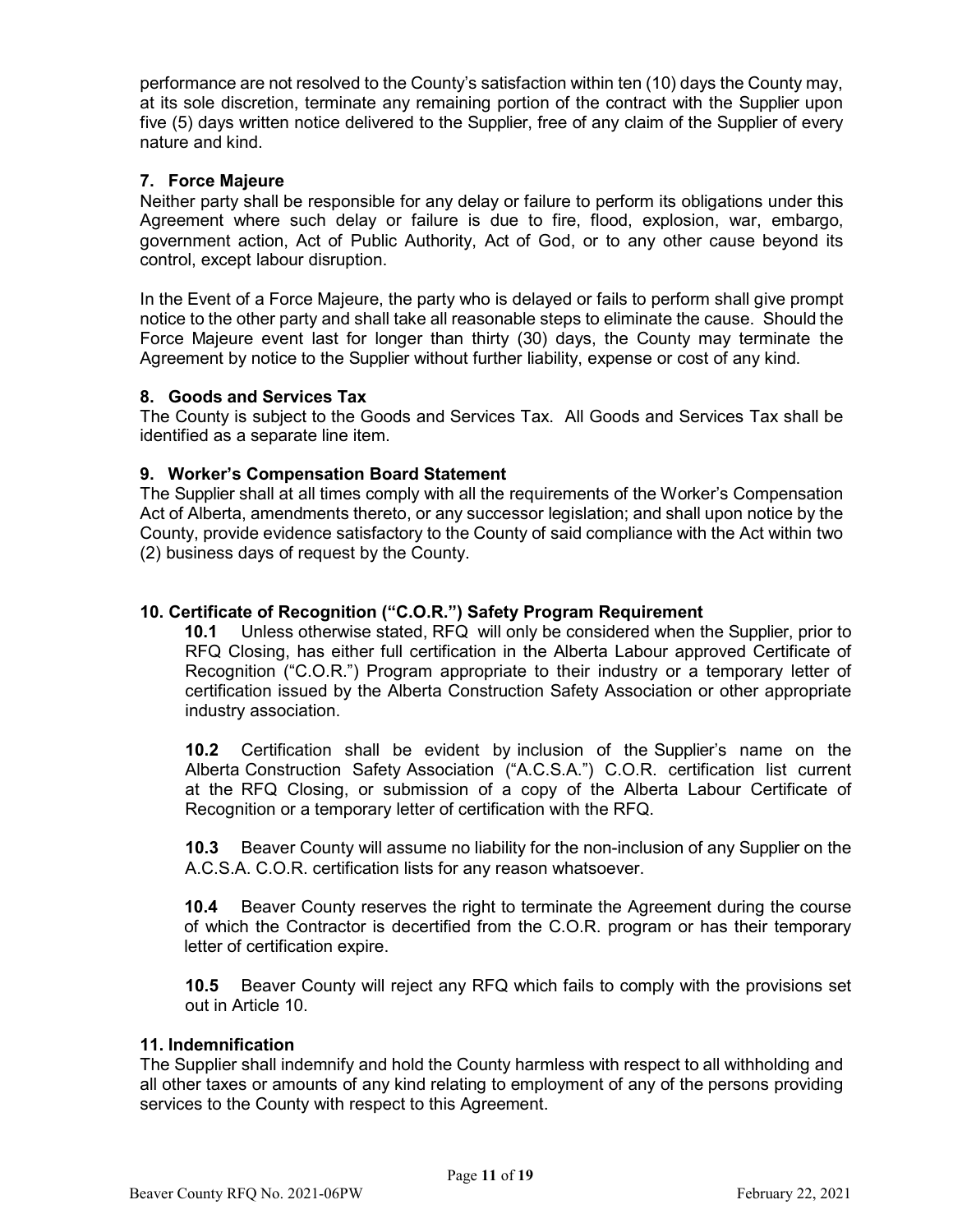performance are not resolved to the County's satisfaction within ten (10) days the County may, at its sole discretion, terminate any remaining portion of the contract with the Supplier upon five (5) days written notice delivered to the Supplier, free of any claim of the Supplier of every nature and kind.

### 7. Force Majeure

Neither party shall be responsible for any delay or failure to perform its obligations under this Agreement where such delay or failure is due to fire, flood, explosion, war, embargo, government action, Act of Public Authority, Act of God, or to any other cause beyond its control, except labour disruption.

In the Event of a Force Majeure, the party who is delayed or fails to perform shall give prompt notice to the other party and shall take all reasonable steps to eliminate the cause. Should the Force Majeure event last for longer than thirty (30) days, the County may terminate the Agreement by notice to the Supplier without further liability, expense or cost of any kind.

### 8. Goods and Services Tax

The County is subject to the Goods and Services Tax. All Goods and Services Tax shall be identified as a separate line item.

### 9. Worker's Compensation Board Statement

The Supplier shall at all times comply with all the requirements of the Worker's Compensation Act of Alberta, amendments thereto, or any successor legislation; and shall upon notice by the County, provide evidence satisfactory to the County of said compliance with the Act within two (2) business days of request by the County.

### 10. Certificate of Recognition ("C.O.R.") Safety Program Requirement

**10.1** Unless otherwise stated, RFQ will only be considered when the Supplier, prior to RFQ Closing, has either full certification in the Alberta Labour approved Certificate of Recognition ("C.O.R.") Program appropriate to their industry or a temporary letter of certification issued by the Alberta Construction Safety Association or other appropriate industry association.

**10.2** Certification shall be evident by inclusion of the Supplier's name on the Alberta Construction Safety Association ("A.C.S.A.") C.O.R. certification list current at the RFQ Closing, or submission of a copy of the Alberta Labour Certificate of Recognition or a temporary letter of certification with the RFQ.

**10.3** Beaver County will assume no liability for the non-inclusion of any Supplier on the A.C.S.A. C.O.R. certification lists for any reason whatsoever.

**10.4** Beaver County reserves the right to terminate the Agreement during the course of which the Contractor is decertified from the C.O.R. program or has their temporary letter of certification expire.

**10.5** Beaver County will reject any RFQ which fails to comply with the provisions set out in Article 10.

### 11. Indemnification

The Supplier shall indemnify and hold the County harmless with respect to all withholding and all other taxes or amounts of any kind relating to employment of any of the persons providing services to the County with respect to this Agreement.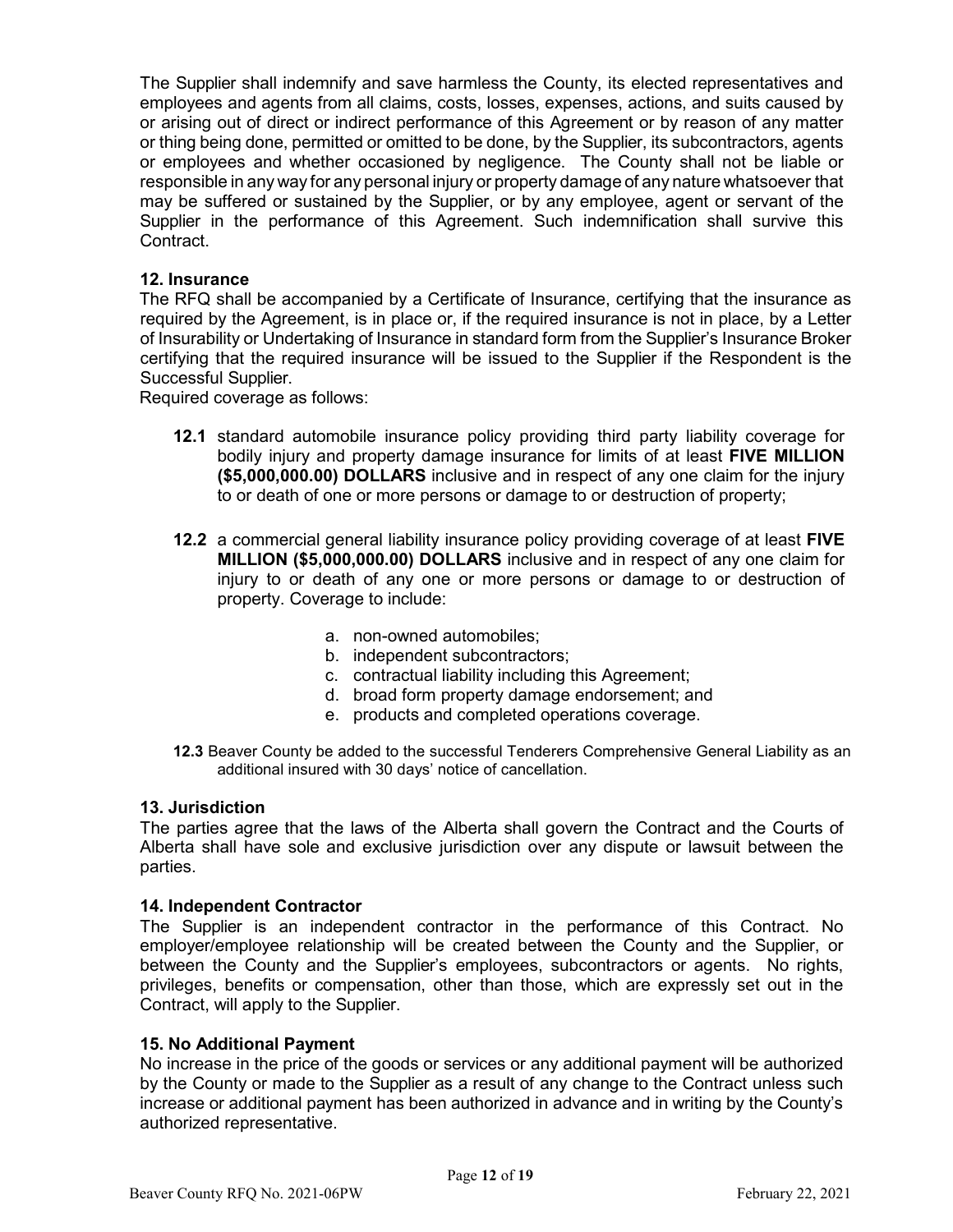The Supplier shall indemnify and save harmless the County, its elected representatives and employees and agents from all claims, costs, losses, expenses, actions, and suits caused by or arising out of direct or indirect performance of this Agreement or by reason of any matter or thing being done, permitted or omitted to be done, by the Supplier, its subcontractors, agents or employees and whether occasioned by negligence. The County shall not be liable or responsible in any way for any personal injury or property damage of any nature whatsoever that may be suffered or sustained by the Supplier, or by any employee, agent or servant of the Supplier in the performance of this Agreement. Such indemnification shall survive this Contract.

### 12. Insurance

The RFQ shall be accompanied by a Certificate of Insurance, certifying that the insurance as required by the Agreement, is in place or, if the required insurance is not in place, by a Letter of Insurability or Undertaking of Insurance in standard form from the Supplier's Insurance Broker certifying that the required insurance will be issued to the Supplier if the Respondent is the Successful Supplier.

Required coverage as follows:

**12.1** standard automobile insurance policy providing third party liability coverage for bodily injury and property damage insurance for limits of at least **FIVE MILLION ($5,000,000.00) DOLLARS** inclusive and in respect of any one claim for the injury to or death of one or more persons or damage to or destruction of property;

**12.2** a commercial general liability insurance policy providing coverage of at least **FIVE MILLION ($5,000,000.00) DOLLARS** inclusive and in respect of any one claim for injury to or death of any one or more persons or damage to or destruction of property. Coverage to include:

a. non-owned automobiles;
b. independent subcontractors;
c. contractual liability including this Agreement;
d. broad form property damage endorsement; and
e. products and completed operations coverage.

**12.3** Beaver County be added to the successful Tenderers Comprehensive General Liability as an additional insured with 30 days' notice of cancellation.

### 13. Jurisdiction

The parties agree that the laws of the Alberta shall govern the Contract and the Courts of Alberta shall have sole and exclusive jurisdiction over any dispute or lawsuit between the parties.

### 14. Independent Contractor

The Supplier is an independent contractor in the performance of this Contract. No employer/employee relationship will be created between the County and the Supplier, or between the County and the Supplier's employees, subcontractors or agents. No rights, privileges, benefits or compensation, other than those, which are expressly set out in the Contract, will apply to the Supplier.

### 15. No Additional Payment

No increase in the price of the goods or services or any additional payment will be authorized by the County or made to the Supplier as a result of any change to the Contract unless such increase or additional payment has been authorized in advance and in writing by the County's authorized representative.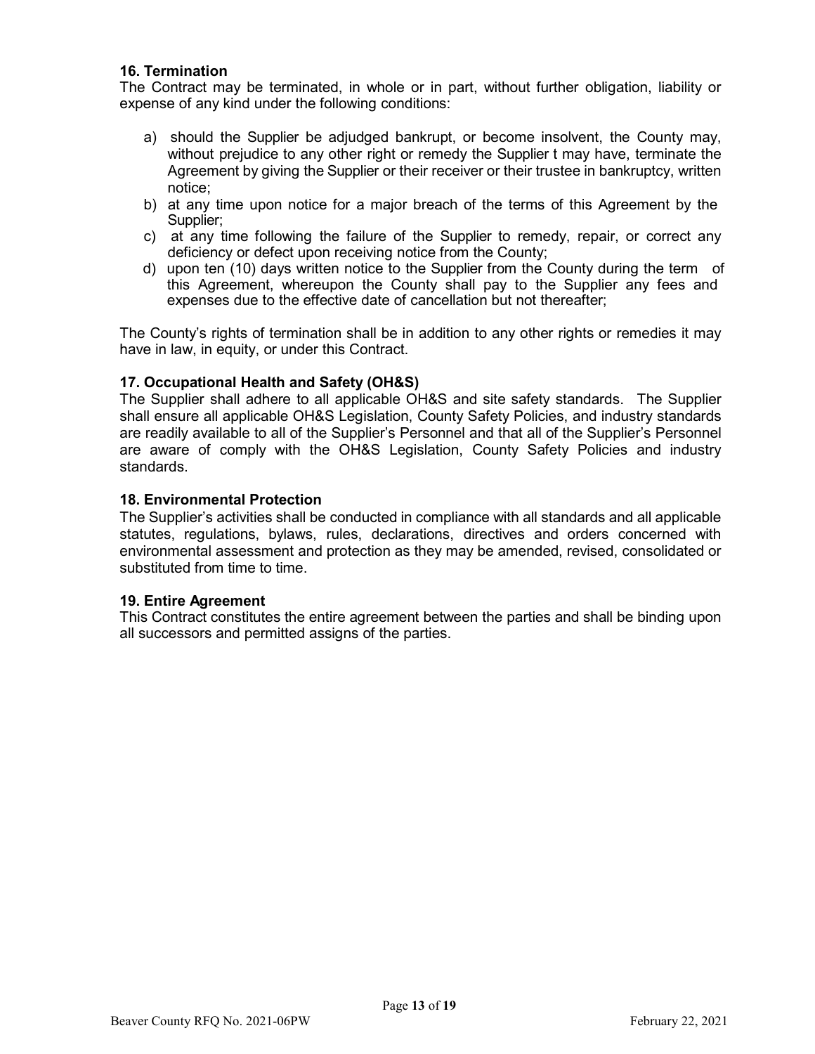**16. Termination**

The Contract may be terminated, in whole or in part, without further obligation, liability or expense of any kind under the following conditions:

a) should the Supplier be adjudged bankrupt, or become insolvent, the County may, without prejudice to any other right or remedy the Supplier t may have, terminate the Agreement by giving the Supplier or their receiver or their trustee in bankruptcy, written notice;
b) at any time upon notice for a major breach of the terms of this Agreement by the Supplier;
c) at any time following the failure of the Supplier to remedy, repair, or correct any deficiency or defect upon receiving notice from the County;
d) upon ten (10) days written notice to the Supplier from the County during the term of this Agreement, whereupon the County shall pay to the Supplier any fees and expenses due to the effective date of cancellation but not thereafter;

The County's rights of termination shall be in addition to any other rights or remedies it may have in law, in equity, or under this Contract.

**17. Occupational Health and Safety (OH&S)**

The Supplier shall adhere to all applicable OH&S and site safety standards. The Supplier shall ensure all applicable OH&S Legislation, County Safety Policies, and industry standards are readily available to all of the Supplier's Personnel and that all of the Supplier's Personnel are aware of comply with the OH&S Legislation, County Safety Policies and industry standards.

**18. Environmental Protection**

The Supplier's activities shall be conducted in compliance with all standards and all applicable statutes, regulations, bylaws, rules, declarations, directives and orders concerned with environmental assessment and protection as they may be amended, revised, consolidated or substituted from time to time.

**19. Entire Agreement**

This Contract constitutes the entire agreement between the parties and shall be binding upon all successors and permitted assigns of the parties.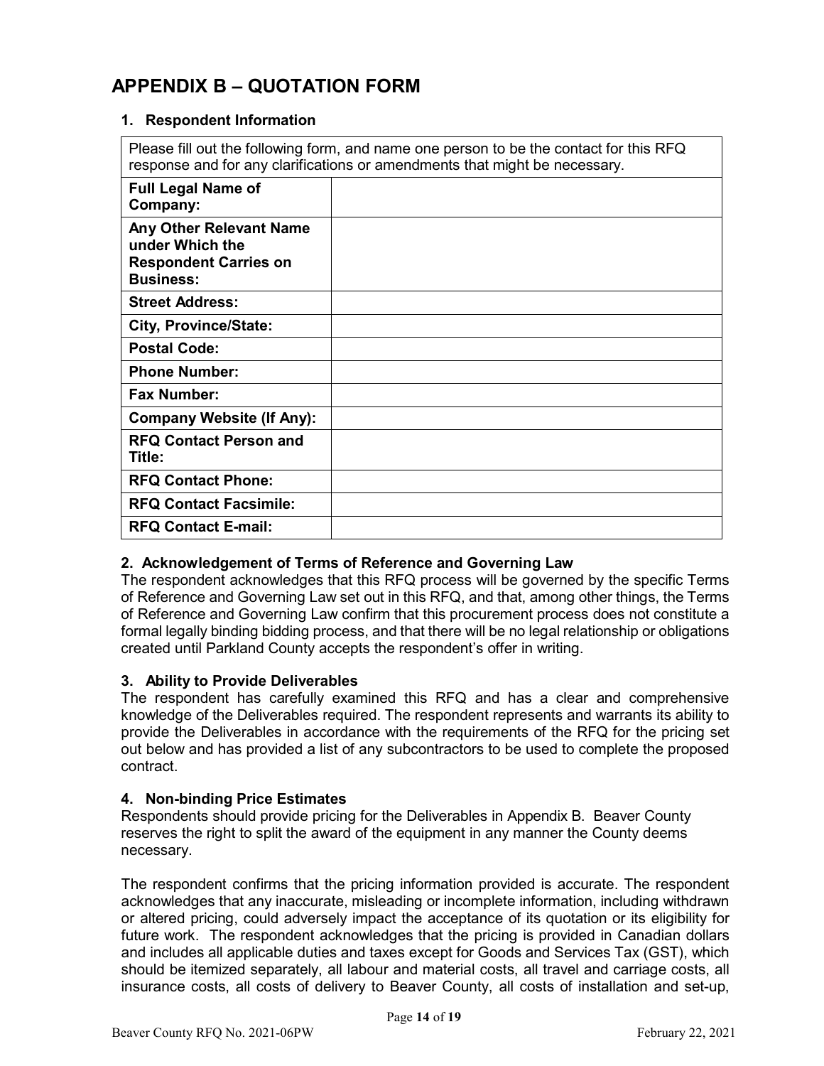# APPENDIX B – QUOTATION FORM

### 1. Respondent Information

| Please fill out the following form, and name one person to be the contact for this RFQ response and for any clarifications or amendments that might be necessary. | |
|---|---|
| **Full Legal Name of Company:** | |
| **Any Other Relevant Name under Which the Respondent Carries on Business:** | |
| **Street Address:** | |
| **City, Province/State:** | |
| **Postal Code:** | |
| **Phone Number:** | |
| **Fax Number:** | |
| **Company Website (If Any):** | |
| **RFQ Contact Person and Title:** | |
| **RFQ Contact Phone:** | |
| **RFQ Contact Facsimile:** | |
| **RFQ Contact E-mail:** | |

### 2. Acknowledgement of Terms of Reference and Governing Law

The respondent acknowledges that this RFQ process will be governed by the specific Terms of Reference and Governing Law set out in this RFQ, and that, among other things, the Terms of Reference and Governing Law confirm that this procurement process does not constitute a formal legally binding bidding process, and that there will be no legal relationship or obligations created until Parkland County accepts the respondent's offer in writing.

### 3. Ability to Provide Deliverables

The respondent has carefully examined this RFQ and has a clear and comprehensive knowledge of the Deliverables required. The respondent represents and warrants its ability to provide the Deliverables in accordance with the requirements of the RFQ for the pricing set out below and has provided a list of any subcontractors to be used to complete the proposed contract.

### 4. Non-binding Price Estimates

Respondents should provide pricing for the Deliverables in Appendix B. Beaver County reserves the right to split the award of the equipment in any manner the County deems necessary.

The respondent confirms that the pricing information provided is accurate. The respondent acknowledges that any inaccurate, misleading or incomplete information, including withdrawn or altered pricing, could adversely impact the acceptance of its quotation or its eligibility for future work. The respondent acknowledges that the pricing is provided in Canadian dollars and includes all applicable duties and taxes except for Goods and Services Tax (GST), which should be itemized separately, all labour and material costs, all travel and carriage costs, all insurance costs, all costs of delivery to Beaver County, all costs of installation and set-up,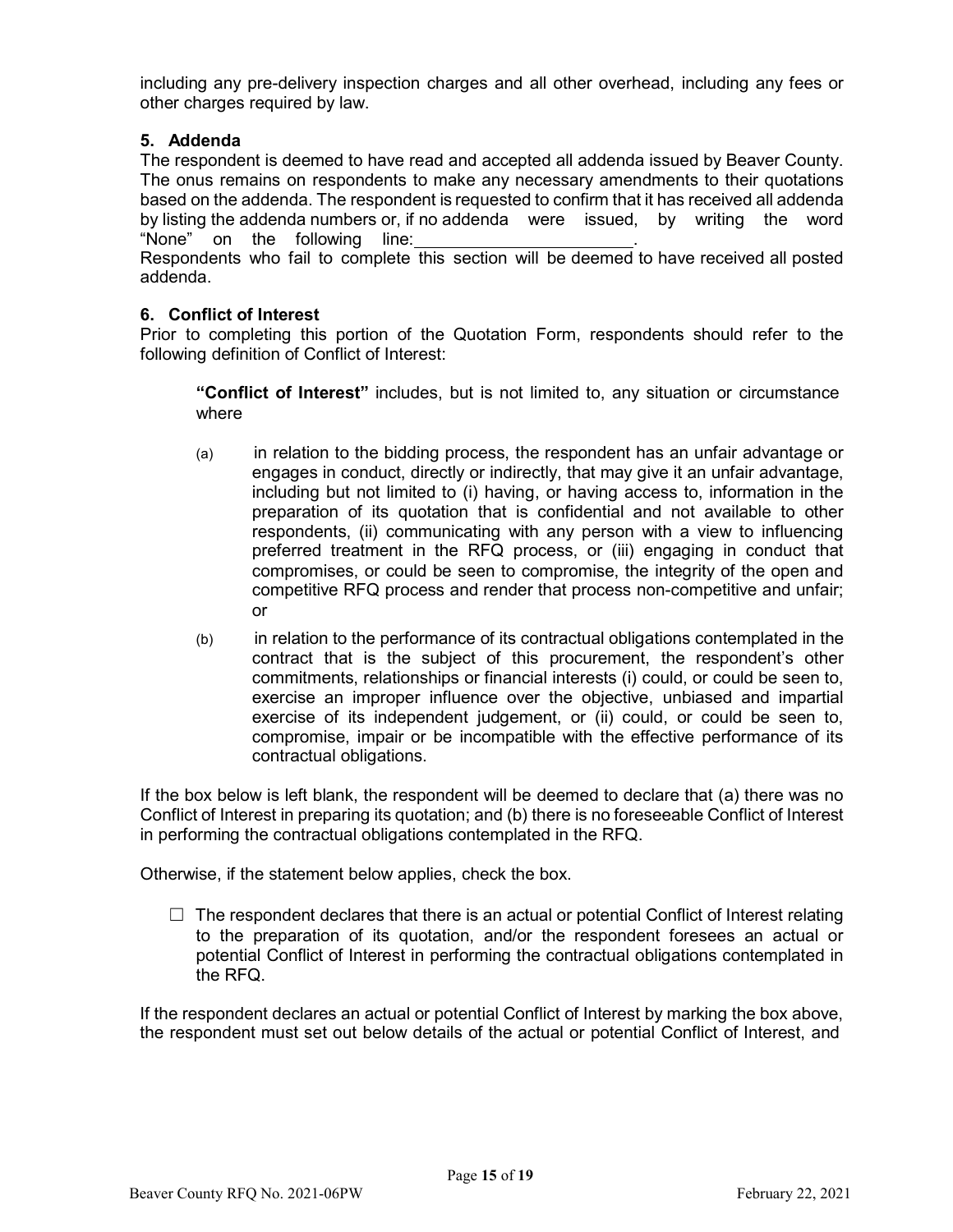including any pre-delivery inspection charges and all other overhead, including any fees or other charges required by law.

### 5. Addenda

The respondent is deemed to have read and accepted all addenda issued by Beaver County. The onus remains on respondents to make any necessary amendments to their quotations based on the addenda. The respondent is requested to confirm that it has received all addenda by listing the addenda numbers or, if no addenda were issued, by writing the word "None" on the following line:\_\_\_\_\_\_\_\_\_\_\_\_\_\_\_\_\_\_\_\_\_\_\_\_.

Respondents who fail to complete this section will be deemed to have received all posted addenda.

### 6. Conflict of Interest

Prior to completing this portion of the Quotation Form, respondents should refer to the following definition of Conflict of Interest:

> **"Conflict of Interest"** includes, but is not limited to, any situation or circumstance where
>
> (a) in relation to the bidding process, the respondent has an unfair advantage or engages in conduct, directly or indirectly, that may give it an unfair advantage, including but not limited to (i) having, or having access to, information in the preparation of its quotation that is confidential and not available to other respondents, (ii) communicating with any person with a view to influencing preferred treatment in the RFQ process, or (iii) engaging in conduct that compromises, or could be seen to compromise, the integrity of the open and competitive RFQ process and render that process non-competitive and unfair; or
>
> (b) in relation to the performance of its contractual obligations contemplated in the contract that is the subject of this procurement, the respondent's other commitments, relationships or financial interests (i) could, or could be seen to, exercise an improper influence over the objective, unbiased and impartial exercise of its independent judgement, or (ii) could, or could be seen to, compromise, impair or be incompatible with the effective performance of its contractual obligations.

If the box below is left blank, the respondent will be deemed to declare that (a) there was no Conflict of Interest in preparing its quotation; and (b) there is no foreseeable Conflict of Interest in performing the contractual obligations contemplated in the RFQ.

Otherwise, if the statement below applies, check the box.

☐ The respondent declares that there is an actual or potential Conflict of Interest relating to the preparation of its quotation, and/or the respondent foresees an actual or potential Conflict of Interest in performing the contractual obligations contemplated in the RFQ.

If the respondent declares an actual or potential Conflict of Interest by marking the box above, the respondent must set out below details of the actual or potential Conflict of Interest, and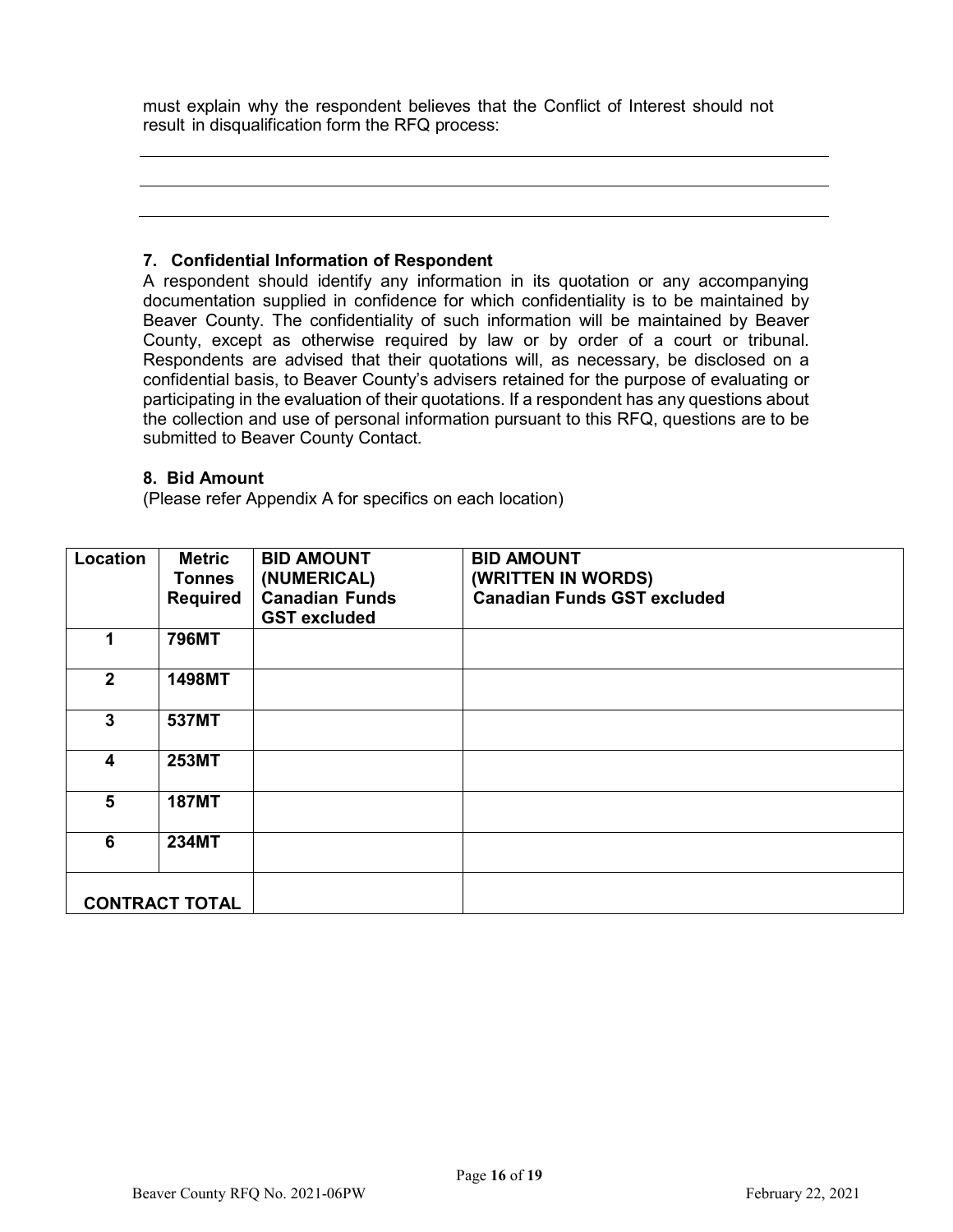must explain why the respondent believes that the Conflict of Interest should not result in disqualification form the RFQ process:

\_\_\_\_\_\_\_\_\_\_\_\_\_\_\_\_\_\_\_\_\_\_\_\_\_\_\_\_\_\_\_\_\_\_\_\_\_\_\_\_\_\_\_\_\_\_\_\_\_\_\_\_\_\_\_\_\_\_\_\_\_\_\_\_\_\_\_\_\_\_\_\_

\_\_\_\_\_\_\_\_\_\_\_\_\_\_\_\_\_\_\_\_\_\_\_\_\_\_\_\_\_\_\_\_\_\_\_\_\_\_\_\_\_\_\_\_\_\_\_\_\_\_\_\_\_\_\_\_\_\_\_\_\_\_\_\_\_\_\_\_\_\_\_\_

\_\_\_\_\_\_\_\_\_\_\_\_\_\_\_\_\_\_\_\_\_\_\_\_\_\_\_\_\_\_\_\_\_\_\_\_\_\_\_\_\_\_\_\_\_\_\_\_\_\_\_\_\_\_\_\_\_\_\_\_\_\_\_\_\_\_\_\_\_\_\_\_

### 7. Confidential Information of Respondent

A respondent should identify any information in its quotation or any accompanying documentation supplied in confidence for which confidentiality is to be maintained by Beaver County. The confidentiality of such information will be maintained by Beaver County, except as otherwise required by law or by order of a court or tribunal. Respondents are advised that their quotations will, as necessary, be disclosed on a confidential basis, to Beaver County's advisers retained for the purpose of evaluating or participating in the evaluation of their quotations. If a respondent has any questions about the collection and use of personal information pursuant to this RFQ, questions are to be submitted to Beaver County Contact.

### 8. Bid Amount

(Please refer Appendix A for specifics on each location)

| Location | Metric Tonnes Required | BID AMOUNT (NUMERICAL) Canadian Funds GST excluded | BID AMOUNT (WRITTEN IN WORDS) Canadian Funds GST excluded |
|---|---|---|---|
| 1 | 796MT | | |
| 2 | 1498MT | | |
| 3 | 537MT | | |
| 4 | 253MT | | |
| 5 | 187MT | | |
| 6 | 234MT | | |
| CONTRACT TOTAL | | | |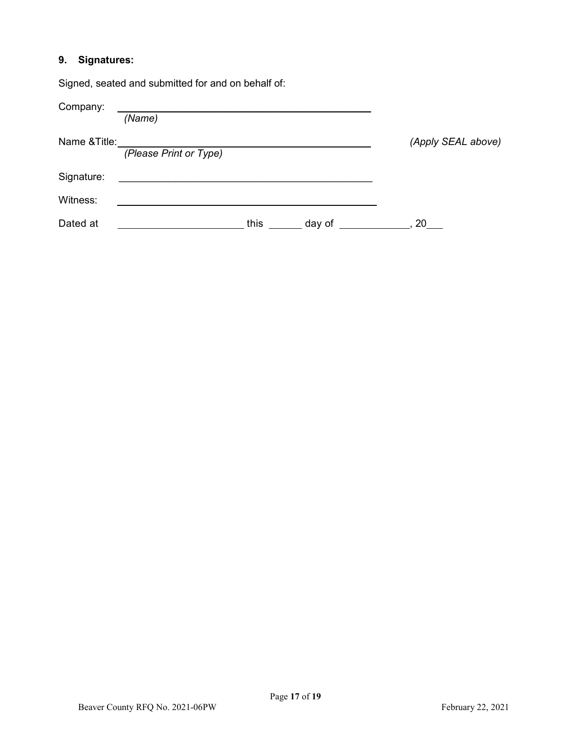## 9. Signatures:

Signed, seated and submitted for and on behalf of:

Company: ______________________________________________
*(Name)*

Name &Title: ______________________________________________ *(Apply SEAL above)*
*(Please Print or Type)*

Signature: ______________________________________________

Witness: ______________________________________________

Dated at ______________________ this ______ day of ____________, 20___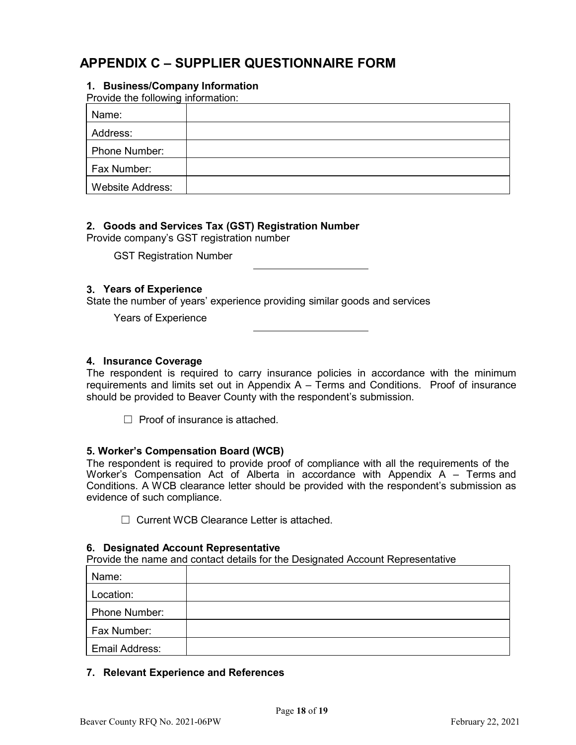# APPENDIX C – SUPPLIER QUESTIONNAIRE FORM

### 1. Business/Company Information

Provide the following information:

| | |
|---|---|
| Name: | |
| Address: | |
| Phone Number: | |
| Fax Number: | |
| Website Address: | |

### 2. Goods and Services Tax (GST) Registration Number

Provide company's GST registration number

GST Registration Number \_\_\_\_\_\_\_\_\_\_\_\_\_\_\_\_\_\_\_\_

### 3. Years of Experience

State the number of years' experience providing similar goods and services

Years of Experience \_\_\_\_\_\_\_\_\_\_\_\_\_\_\_\_\_\_\_\_

### 4. Insurance Coverage

The respondent is required to carry insurance policies in accordance with the minimum requirements and limits set out in Appendix A – Terms and Conditions. Proof of insurance should be provided to Beaver County with the respondent's submission.

☐ Proof of insurance is attached.

### 5. Worker's Compensation Board (WCB)

The respondent is required to provide proof of compliance with all the requirements of the Worker's Compensation Act of Alberta in accordance with Appendix A – Terms and Conditions. A WCB clearance letter should be provided with the respondent's submission as evidence of such compliance.

☐ Current WCB Clearance Letter is attached.

### 6. Designated Account Representative

Provide the name and contact details for the Designated Account Representative

| | |
|---|---|
| Name: | |
| Location: | |
| Phone Number: | |
| Fax Number: | |
| Email Address: | |

### 7. Relevant Experience and References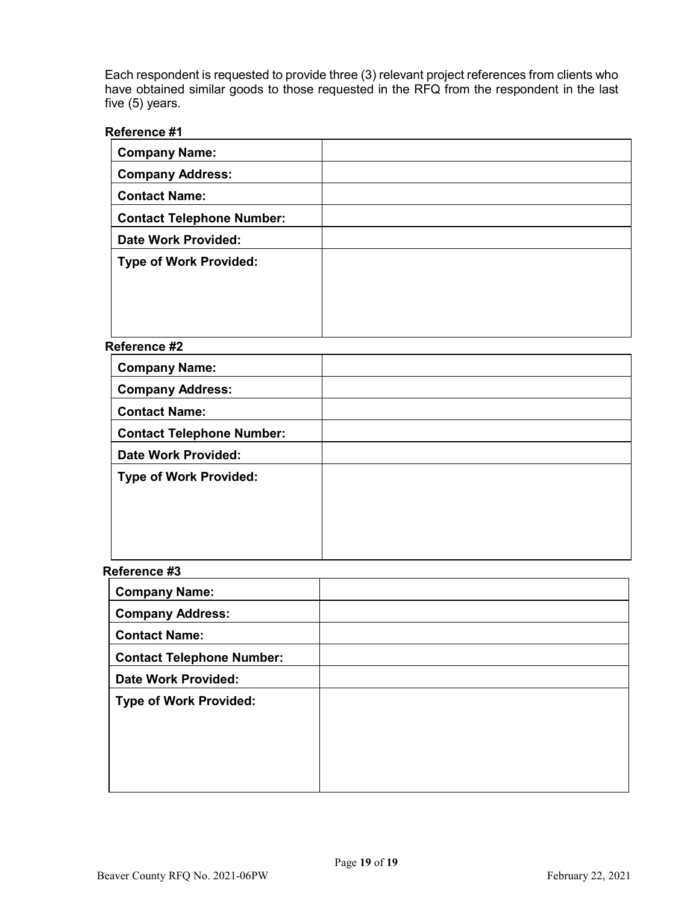Each respondent is requested to provide three (3) relevant project references from clients who have obtained similar goods to those requested in the RFQ from the respondent in the last five (5) years.

**Reference #1**

| | |
|---|---|
| **Company Name:** | |
| **Company Address:** | |
| **Contact Name:** | |
| **Contact Telephone Number:** | |
| **Date Work Provided:** | |
| **Type of Work Provided:** | |

**Reference #2**

| | |
|---|---|
| **Company Name:** | |
| **Company Address:** | |
| **Contact Name:** | |
| **Contact Telephone Number:** | |
| **Date Work Provided:** | |
| **Type of Work Provided:** | |

**Reference #3**

| | |
|---|---|
| **Company Name:** | |
| **Company Address:** | |
| **Contact Name:** | |
| **Contact Telephone Number:** | |
| **Date Work Provided:** | |
| **Type of Work Provided:** | |